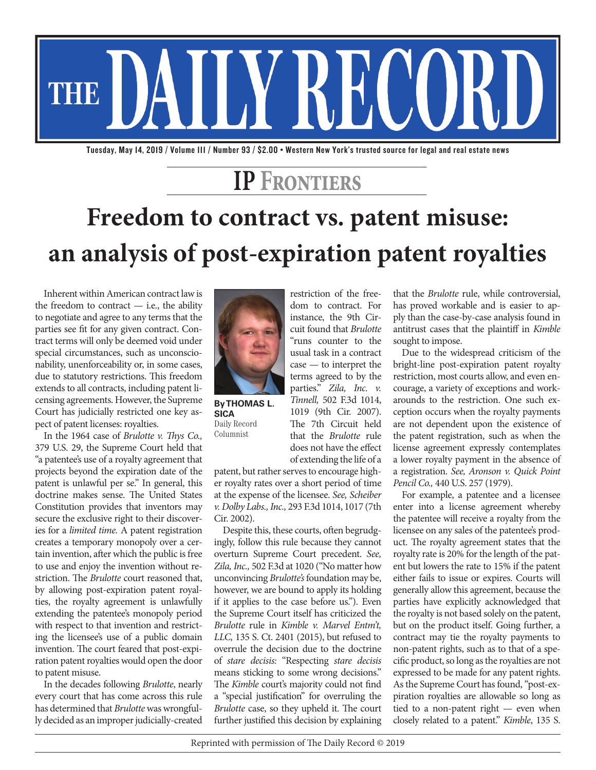# THE DAILY RECORD

Tuesday, May 14, 2019 / Volume 111 / Number 93 / $2.00 • Western New York's trusted source for legal and real estate news

## IP FRONTIERS

# Freedom to contract vs. patent misuse: an analysis of post-expiration patent royalties

**By THOMAS L. SICA**
Daily Record Columnist

Inherent within American contract law is the freedom to contract — i.e., the ability to negotiate and agree to any terms that the parties see fit for any given contract. Contract terms will only be deemed void under special circumstances, such as unconscionability, unenforceability or, in some cases, due to statutory restrictions. This freedom extends to all contracts, including patent licensing agreements. However, the Supreme Court has judicially restricted one key aspect of patent licenses: royalties.

In the 1964 case of *Brulotte v. Thys Co.,* 379 U.S. 29, the Supreme Court held that "a patentee's use of a royalty agreement that projects beyond the expiration date of the patent is unlawful per se." In general, this doctrine makes sense. The United States Constitution provides that inventors may secure the exclusive right to their discoveries for a *limited time.* A patent registration creates a temporary monopoly over a certain invention, after which the public is free to use and enjoy the invention without restriction. The *Brulotte* court reasoned that, by allowing post-expiration patent royalties, the royalty agreement is unlawfully extending the patentee's monopoly period with respect to that invention and restricting the licensee's use of a public domain invention. The court feared that post-expiration patent royalties would open the door to patent misuse.

In the decades following *Brulotte*, nearly every court that has come across this rule has determined that *Brulotte* was wrongfully decided as an improper judicially-created restriction of the freedom to contract. For instance, the 9th Circuit found that *Brulotte* "runs counter to the usual task in a contract case — to interpret the terms agreed to by the parties." *Zila, Inc. v. Tinnell,* 502 F.3d 1014, 1019 (9th Cir. 2007). The 7th Circuit held that the *Brulotte* rule does not have the effect of extending the life of a patent, but rather serves to encourage higher royalty rates over a short period of time at the expense of the licensee. *See, Scheiber v. Dolby Labs., Inc.,* 293 F.3d 1014, 1017 (7th Cir. 2002).

Despite this, these courts, often begrudgingly, follow this rule because they cannot overturn Supreme Court precedent. *See, Zila, Inc.,* 502 F.3d at 1020 ("No matter how unconvincing *Brulotte's* foundation may be, however, we are bound to apply its holding if it applies to the case before us."). Even the Supreme Court itself has criticized the *Brulotte* rule in *Kimble v. Marvel Entm't, LLC,* 135 S. Ct. 2401 (2015), but refused to overrule the decision due to the doctrine of *stare decisis:* "Respecting *stare decisis* means sticking to some wrong decisions." The *Kimble* court's majority could not find a "special justification" for overruling the *Brulotte* case, so they upheld it. The court further justified this decision by explaining that the *Brulotte* rule, while controversial, has proved workable and is easier to apply than the case-by-case analysis found in antitrust cases that the plaintiff in *Kimble* sought to impose.

Due to the widespread criticism of the bright-line post-expiration patent royalty restriction, most courts allow, and even encourage, a variety of exceptions and workarounds to the restriction. One such exception occurs when the royalty payments are not dependent upon the existence of the patent registration, such as when the license agreement expressly contemplates a lower royalty payment in the absence of a registration. *See, Aronson v. Quick Point Pencil Co.,* 440 U.S. 257 (1979).

For example, a patentee and a licensee enter into a license agreement whereby the patentee will receive a royalty from the licensee on any sales of the patentee's product. The royalty agreement states that the royalty rate is 20% for the length of the patent but lowers the rate to 15% if the patent either fails to issue or expires. Courts will generally allow this agreement, because the parties have explicitly acknowledged that the royalty is not based solely on the patent, but on the product itself. Going further, a contract may tie the royalty payments to non-patent rights, such as to that of a specific product, so long as the royalties are not expressed to be made for any patent rights. As the Supreme Court has found, "post-expiration royalties are allowable so long as tied to a non-patent right — even when closely related to a patent." *Kimble*, 135 S.

Reprinted with permission of The Daily Record © 2019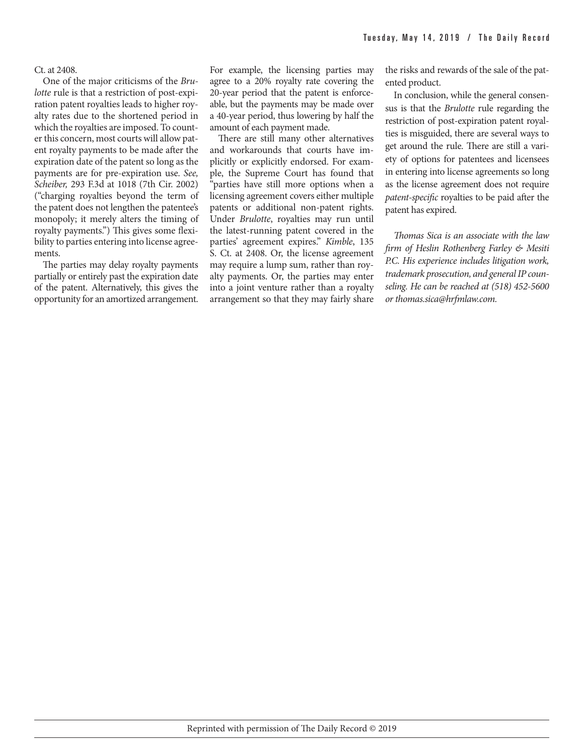Ct. at 2408.

One of the major criticisms of the *Brulotte* rule is that a restriction of post-expiration patent royalties leads to higher royalty rates due to the shortened period in which the royalties are imposed. To counter this concern, most courts will allow patent royalty payments to be made after the expiration date of the patent so long as the payments are for pre-expiration use. *See, Scheiber,* 293 F.3d at 1018 (7th Cir. 2002) ("charging royalties beyond the term of the patent does not lengthen the patentee's monopoly; it merely alters the timing of royalty payments.") This gives some flexibility to parties entering into license agreements.

The parties may delay royalty payments partially or entirely past the expiration date of the patent. Alternatively, this gives the opportunity for an amortized arrangement. For example, the licensing parties may agree to a 20% royalty rate covering the 20-year period that the patent is enforceable, but the payments may be made over a 40-year period, thus lowering by half the amount of each payment made.

There are still many other alternatives and workarounds that courts have implicitly or explicitly endorsed. For example, the Supreme Court has found that "parties have still more options when a licensing agreement covers either multiple patents or additional non-patent rights. Under *Brulotte*, royalties may run until the latest-running patent covered in the parties' agreement expires." *Kimble*, 135 S. Ct. at 2408. Or, the license agreement may require a lump sum, rather than royalty payments. Or, the parties may enter into a joint venture rather than a royalty arrangement so that they may fairly share the risks and rewards of the sale of the patented product.

In conclusion, while the general consensus is that the *Brulotte* rule regarding the restriction of post-expiration patent royalties is misguided, there are several ways to get around the rule. There are still a variety of options for patentees and licensees in entering into license agreements so long as the license agreement does not require *patent-specific* royalties to be paid after the patent has expired.

*Thomas Sica is an associate with the law firm of Heslin Rothenberg Farley & Mesiti P.C. His experience includes litigation work, trademark prosecution, and general IP counseling. He can be reached at (518) 452-5600 or thomas.sica@hrfmlaw.com.*

Reprinted with permission of The Daily Record © 2019